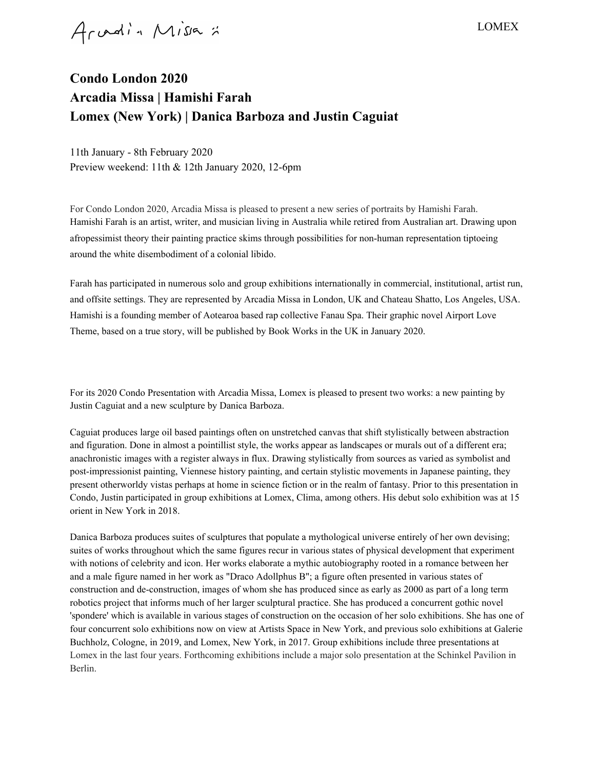Arcadia Missa

LOMEX

# Condo London 2020
# Arcadia Missa | Hamishi Farah
# Lomex (New York) | Danica Barboza and Justin Caguiat

11th January - 8th February 2020
Preview weekend: 11th & 12th January 2020, 12-6pm

For Condo London 2020, Arcadia Missa is pleased to present a new series of portraits by Hamishi Farah. Hamishi Farah is an artist, writer, and musician living in Australia while retired from Australian art. Drawing upon afropessimist theory their painting practice skims through possibilities for non-human representation tiptoeing around the white disembodiment of a colonial libido.

Farah has participated in numerous solo and group exhibitions internationally in commercial, institutional, artist run, and offsite settings. They are represented by Arcadia Missa in London, UK and Chateau Shatto, Los Angeles, USA. Hamishi is a founding member of Aotearoa based rap collective Fanau Spa. Their graphic novel Airport Love Theme, based on a true story, will be published by Book Works in the UK in January 2020.

For its 2020 Condo Presentation with Arcadia Missa, Lomex is pleased to present two works: a new painting by Justin Caguiat and a new sculpture by Danica Barboza.

Caguiat produces large oil based paintings often on unstretched canvas that shift stylistically between abstraction and figuration. Done in almost a pointillist style, the works appear as landscapes or murals out of a different era; anachronistic images with a register always in flux. Drawing stylistically from sources as varied as symbolist and post-impressionist painting, Viennese history painting, and certain stylistic movements in Japanese painting, they present otherworldy vistas perhaps at home in science fiction or in the realm of fantasy. Prior to this presentation in Condo, Justin participated in group exhibitions at Lomex, Clima, among others. His debut solo exhibition was at 15 orient in New York in 2018.

Danica Barboza produces suites of sculptures that populate a mythological universe entirely of her own devising; suites of works throughout which the same figures recur in various states of physical development that experiment with notions of celebrity and icon. Her works elaborate a mythic autobiography rooted in a romance between her and a male figure named in her work as "Draco Adollphus B"; a figure often presented in various states of construction and de-construction, images of whom she has produced since as early as 2000 as part of a long term robotics project that informs much of her larger sculptural practice. She has produced a concurrent gothic novel 'spondere' which is available in various stages of construction on the occasion of her solo exhibitions. She has one of four concurrent solo exhibitions now on view at Artists Space in New York, and previous solo exhibitions at Galerie Buchholz, Cologne, in 2019, and Lomex, New York, in 2017. Group exhibitions include three presentations at Lomex in the last four years. Forthcoming exhibitions include a major solo presentation at the Schinkel Pavilion in Berlin.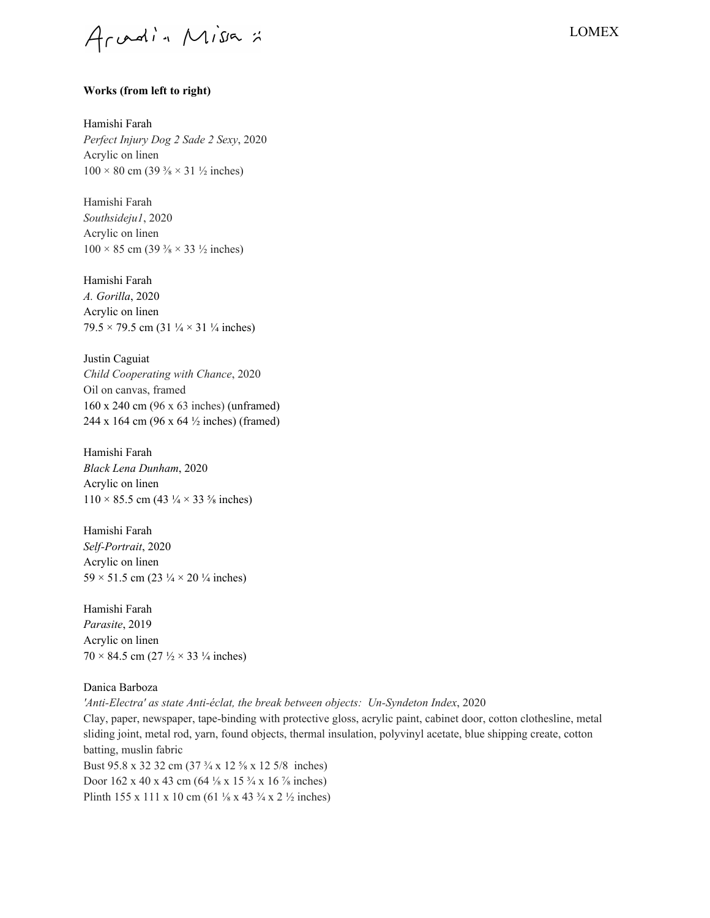**Works (from left to right)**

Hamishi Farah
*Perfect Injury Dog 2 Sade 2 Sexy*, 2020
Acrylic on linen
100 × 80 cm (39 ⅜ × 31 ½ inches)

Hamishi Farah
*Southsideju1*, 2020
Acrylic on linen
100 × 85 cm (39 ⅜ × 33 ½ inches)

Hamishi Farah
*A. Gorilla*, 2020
Acrylic on linen
79.5 × 79.5 cm (31 ¼ × 31 ¼ inches)

Justin Caguiat
*Child Cooperating with Chance*, 2020
Oil on canvas, framed
160 x 240 cm (96 x 63 inches) (unframed)
244 x 164 cm (96 x 64 ½ inches) (framed)

Hamishi Farah
*Black Lena Dunham*, 2020
Acrylic on linen
110 × 85.5 cm (43 ¼ × 33 ⅝ inches)

Hamishi Farah
*Self-Portrait*, 2020
Acrylic on linen
59 × 51.5 cm (23 ¼ × 20 ¼ inches)

Hamishi Farah
*Parasite*, 2019
Acrylic on linen
70 × 84.5 cm (27 ½ × 33 ¼ inches)

Danica Barboza
*'Anti-Electra' as state Anti-éclat, the break between objects: Un-Syndeton Index*, 2020
Clay, paper, newspaper, tape-binding with protective gloss, acrylic paint, cabinet door, cotton clothesline, metal sliding joint, metal rod, yarn, found objects, thermal insulation, polyvinyl acetate, blue shipping create, cotton batting, muslin fabric
Bust 95.8 x 32 32 cm (37 ¾ x 12 ⅝ x 12 5/8 inches)
Door 162 x 40 x 43 cm (64 ⅛ x 15 ¾ x 16 ⅞ inches)
Plinth 155 x 111 x 10 cm (61 ⅛ x 43 ¾ x 2 ½ inches)